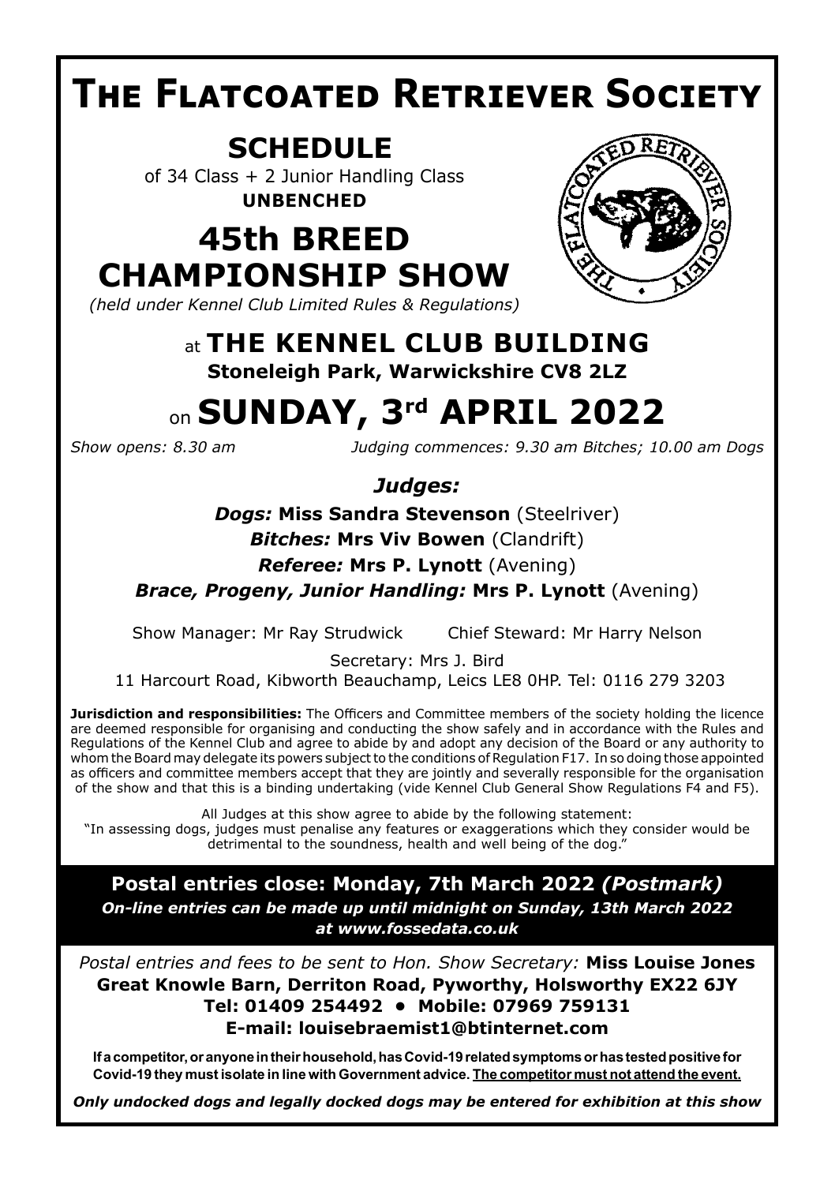# The Flatcoated Retriever Society

## SCHEDULE

of 34 Class + 2 Junior Handling Class

**UNBENCHED**

## 45th BREED CHAMPIONSHIP SHOW

*(held under Kennel Club Limited Rules & Regulations)*

at **THE KENNEL CLUB BUILDING**

**Stoneleigh Park, Warwickshire CV8 2LZ**

## on SUNDAY, 3rd APRIL 2022

*Show opens: 8.30 am* *Judging commences: 9.30 am Bitches; 10.00 am Dogs*

### *Judges:*

***Dogs:*** **Miss Sandra Stevenson** (Steelriver)

***Bitches:*** **Mrs Viv Bowen** (Clandrift)

***Referee:*** **Mrs P. Lynott** (Avening)

***Brace, Progeny, Junior Handling:*** **Mrs P. Lynott** (Avening)

Show Manager: Mr Ray Strudwick Chief Steward: Mr Harry Nelson

Secretary: Mrs J. Bird
11 Harcourt Road, Kibworth Beauchamp, Leics LE8 0HP. Tel: 0116 279 3203

**Jurisdiction and responsibilities:** The Officers and Committee members of the society holding the licence are deemed responsible for organising and conducting the show safely and in accordance with the Rules and Regulations of the Kennel Club and agree to abide by and adopt any decision of the Board or any authority to whom the Board may delegate its powers subject to the conditions of Regulation F17. In so doing those appointed as officers and committee members accept that they are jointly and severally responsible for the organisation of the show and that this is a binding undertaking (vide Kennel Club General Show Regulations F4 and F5).

All Judges at this show agree to abide by the following statement:
"In assessing dogs, judges must penalise any features or exaggerations which they consider would be detrimental to the soundness, health and well being of the dog."

**Postal entries close: Monday, 7th March 2022 *(Postmark)***

***On-line entries can be made up until midnight on Sunday, 13th March 2022 at www.fossedata.co.uk***

*Postal entries and fees to be sent to Hon. Show Secretary:* **Miss Louise Jones**
**Great Knowle Barn, Derriton Road, Pyworthy, Holsworthy EX22 6JY**
**Tel: 01409 254492 • Mobile: 07969 759131**
**E-mail: louisebraemist1@btinternet.com**

**If a competitor, or anyone in their household, has Covid-19 related symptoms or has tested positive for Covid-19 they must isolate in line with Government advice. The competitor must not attend the event.**

*Only undocked dogs and legally docked dogs may be entered for exhibition at this show*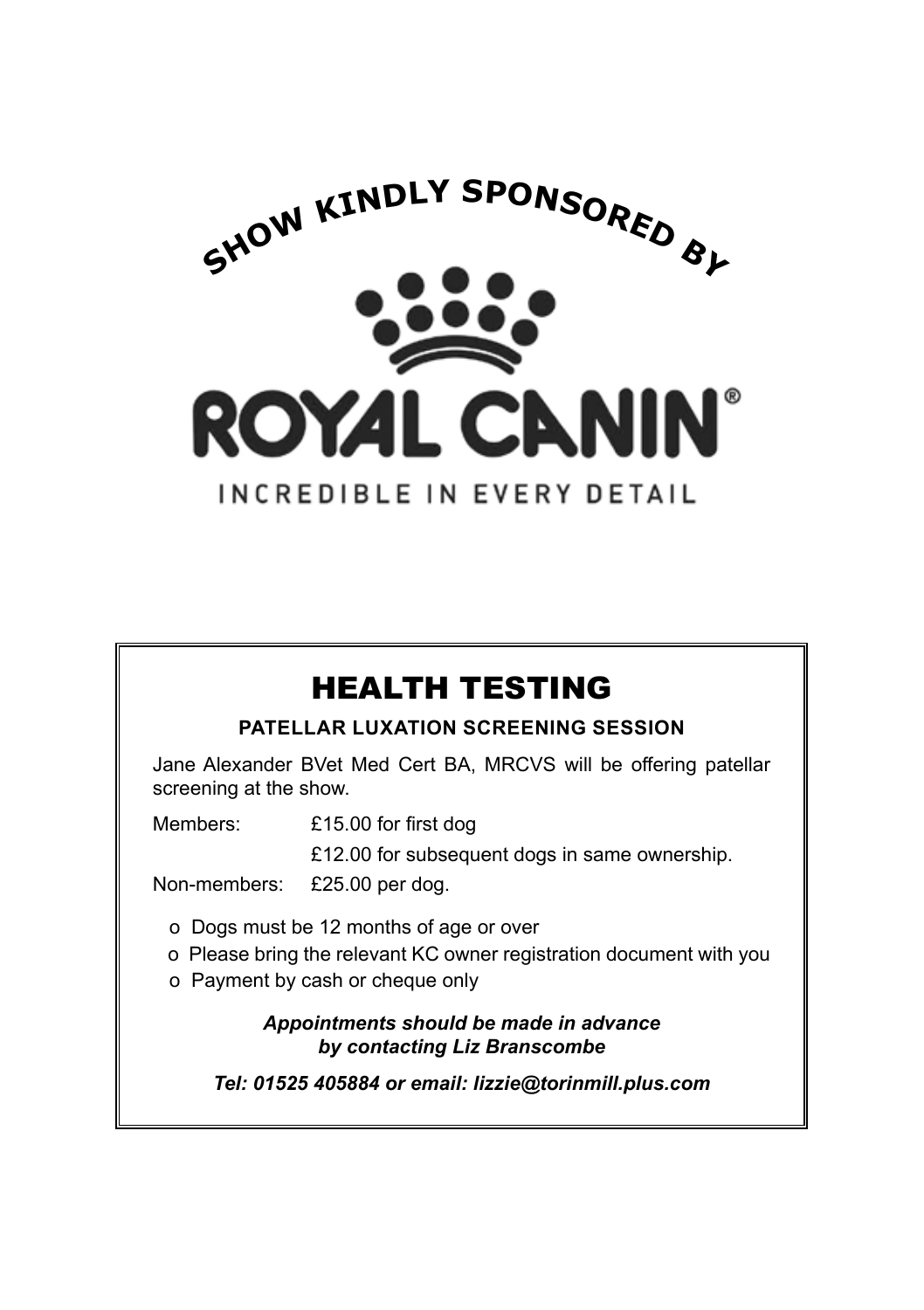SHOW KINDLY SPONSORED BY

ROYAL CANIN®

INCREDIBLE IN EVERY DETAIL

# HEALTH TESTING

**PATELLAR LUXATION SCREENING SESSION**

Jane Alexander BVet Med Cert BA, MRCVS will be offering patellar screening at the show.

| | |
|---|---|
| Members: | £15.00 for first dog |
| | £12.00 for subsequent dogs in same ownership. |
| Non-members: | £25.00 per dog. |

- Dogs must be 12 months of age or over
- Please bring the relevant KC owner registration document with you
- Payment by cash or cheque only

***Appointments should be made in advance by contacting Liz Branscombe***

***Tel: 01525 405884 or email: lizzie@torinmill.plus.com***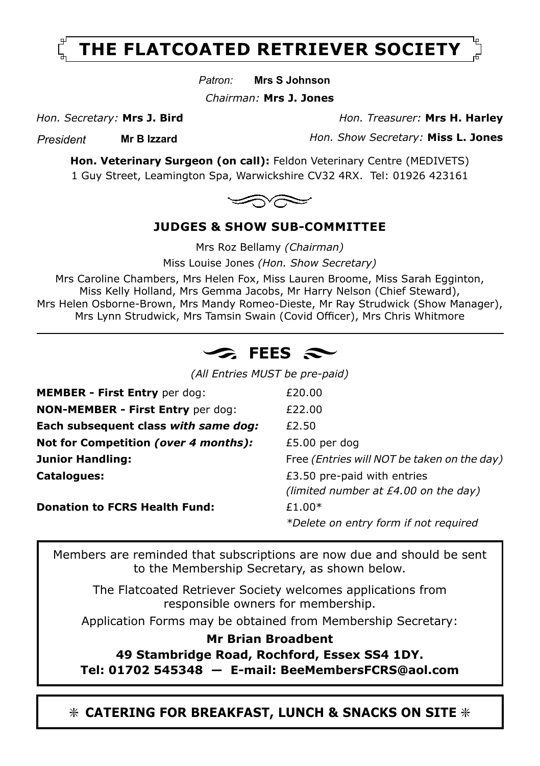# THE FLATCOATED RETRIEVER SOCIETY

*Patron:* **Mrs S Johnson**

*Chairman:* **Mrs J. Jones**

*Hon. Secretary:* **Mrs J. Bird**

*Hon. Treasurer:* **Mrs H. Harley**

*President* **Mr B Izzard**

*Hon. Show Secretary:* **Miss L. Jones**

**Hon. Veterinary Surgeon (on call):** Feldon Veterinary Centre (MEDIVETS) 1 Guy Street, Leamington Spa, Warwickshire CV32 4RX. Tel: 01926 423161

## JUDGES & SHOW SUB-COMMITTEE

Mrs Roz Bellamy *(Chairman)*

Miss Louise Jones *(Hon. Show Secretary)*

Mrs Caroline Chambers, Mrs Helen Fox, Miss Lauren Broome, Miss Sarah Egginton, Miss Kelly Holland, Mrs Gemma Jacobs, Mr Harry Nelson (Chief Steward), Mrs Helen Osborne-Brown, Mrs Mandy Romeo-Dieste, Mr Ray Strudwick (Show Manager), Mrs Lynn Strudwick, Mrs Tamsin Swain (Covid Officer), Mrs Chris Whitmore

## FEES

*(All Entries MUST be pre-paid)*

| | |
|---|---|
| **MEMBER - First Entry** per dog: | £20.00 |
| **NON-MEMBER - First Entry** per dog: | £22.00 |
| **Each subsequent class *with same dog:*** | £2.50 |
| **Not for Competition *(over 4 months):*** | £5.00 per dog |
| **Junior Handling:** | Free *(Entries will NOT be taken on the day)* |
| **Catalogues:** | £3.50 pre-paid with entries *(limited number at £4.00 on the day)* |
| **Donation to FCRS Health Fund:** | £1.00* *\*Delete on entry form if not required* |

Members are reminded that subscriptions are now due and should be sent to the Membership Secretary, as shown below.

The Flatcoated Retriever Society welcomes applications from responsible owners for membership.

Application Forms may be obtained from Membership Secretary:

**Mr Brian Broadbent**
**49 Stambridge Road, Rochford, Essex SS4 1DY.**
**Tel: 01702 545348 — E-mail: BeeMembersFCRS@aol.com**

**✳ CATERING FOR BREAKFAST, LUNCH & SNACKS ON SITE ✳**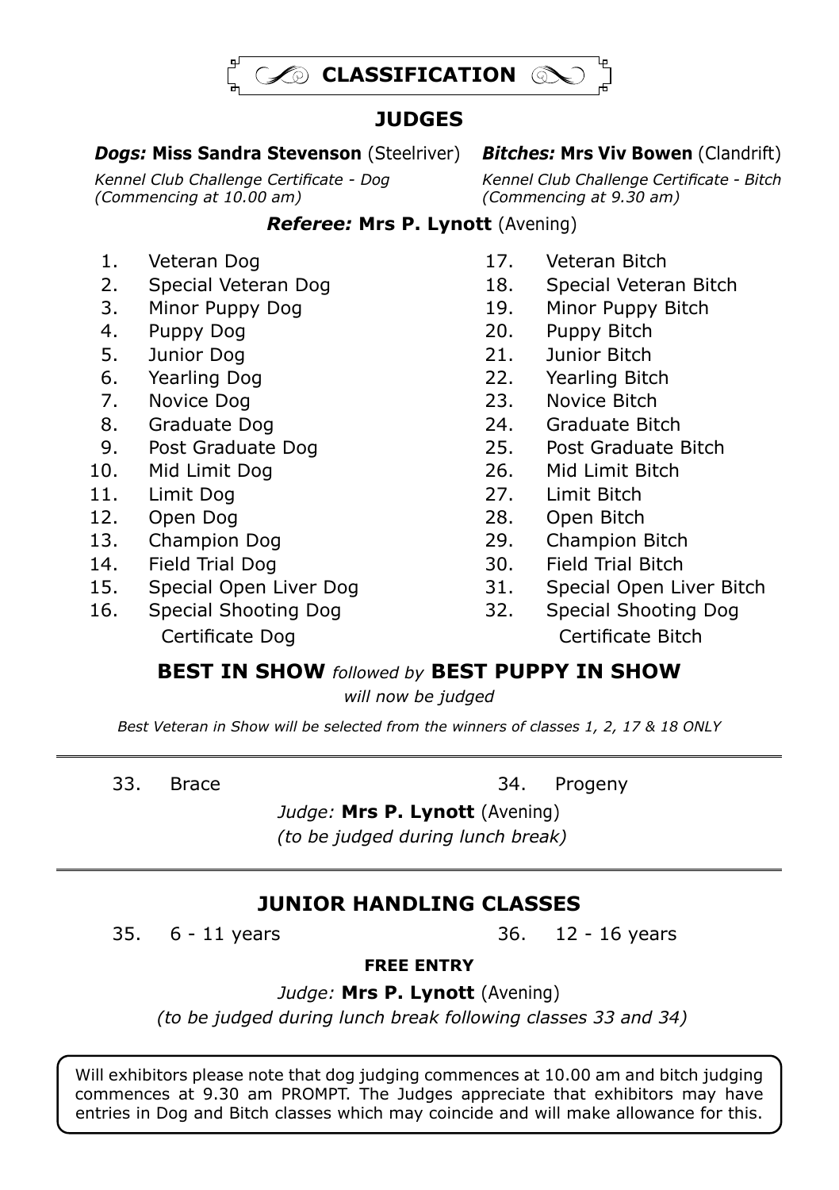# CLASSIFICATION

## JUDGES

***Dogs:*** **Miss Sandra Stevenson** (Steelriver)

*Kennel Club Challenge Certificate - Dog*
*(Commencing at 10.00 am)*

1. Veteran Dog
2. Special Veteran Dog
3. Minor Puppy Dog
4. Puppy Dog
5. Junior Dog
6. Yearling Dog
7. Novice Dog
8. Graduate Dog
9. Post Graduate Dog
10. Mid Limit Dog
11. Limit Dog
12. Open Dog
13. Champion Dog
14. Field Trial Dog
15. Special Open Liver Dog
16. Special Shooting Dog Certificate Dog

***Bitches:*** **Mrs Viv Bowen** (Clandrift)

*Kennel Club Challenge Certificate - Bitch*
*(Commencing at 9.30 am)*

17. Veteran Bitch
18. Special Veteran Bitch
19. Minor Puppy Bitch
20. Puppy Bitch
21. Junior Bitch
22. Yearling Bitch
23. Novice Bitch
24. Graduate Bitch
25. Post Graduate Bitch
26. Mid Limit Bitch
27. Limit Bitch
28. Open Bitch
29. Champion Bitch
30. Field Trial Bitch
31. Special Open Liver Bitch
32. Special Shooting Dog Certificate Bitch

***Referee:*** **Mrs P. Lynott** (Avening)

**BEST IN SHOW** *followed by* **BEST PUPPY IN SHOW**

*will now be judged*

*Best Veteran in Show will be selected from the winners of classes 1, 2, 17 & 18 ONLY*

---

33. Brace
34. Progeny

*Judge:* **Mrs P. Lynott** (Avening)

*(to be judged during lunch break)*

---

## JUNIOR HANDLING CLASSES

35. 6 - 11 years
36. 12 - 16 years

**FREE ENTRY**

*Judge:* **Mrs P. Lynott** (Avening)

*(to be judged during lunch break following classes 33 and 34)*

Will exhibitors please note that dog judging commences at 10.00 am and bitch judging commences at 9.30 am PROMPT. The Judges appreciate that exhibitors may have entries in Dog and Bitch classes which may coincide and will make allowance for this.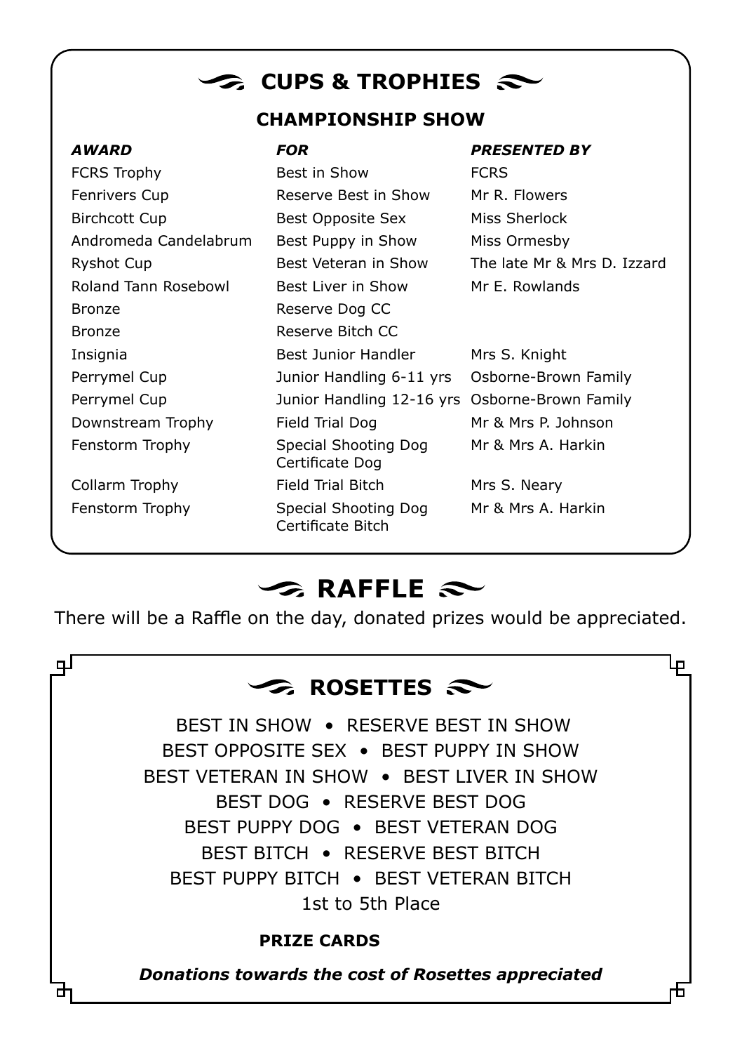## CUPS & TROPHIES

### CHAMPIONSHIP SHOW

| *AWARD* | *FOR* | *PRESENTED BY* |
|---|---|---|
| FCRS Trophy | Best in Show | FCRS |
| Fenrivers Cup | Reserve Best in Show | Mr R. Flowers |
| Birchcott Cup | Best Opposite Sex | Miss Sherlock |
| Andromeda Candelabrum | Best Puppy in Show | Miss Ormesby |
| Ryshot Cup | Best Veteran in Show | The late Mr & Mrs D. Izzard |
| Roland Tann Rosebowl | Best Liver in Show | Mr E. Rowlands |
| Bronze | Reserve Dog CC | |
| Bronze | Reserve Bitch CC | |
| Insignia | Best Junior Handler | Mrs S. Knight |
| Perrymel Cup | Junior Handling 6-11 yrs | Osborne-Brown Family |
| Perrymel Cup | Junior Handling 12-16 yrs | Osborne-Brown Family |
| Downstream Trophy | Field Trial Dog | Mr & Mrs P. Johnson |
| Fenstorm Trophy | Special Shooting Dog Certificate Dog | Mr & Mrs A. Harkin |
| Collarm Trophy | Field Trial Bitch | Mrs S. Neary |
| Fenstorm Trophy | Special Shooting Dog Certificate Bitch | Mr & Mrs A. Harkin |

## RAFFLE

There will be a Raffle on the day, donated prizes would be appreciated.

## ROSETTES

BEST IN SHOW • RESERVE BEST IN SHOW
BEST OPPOSITE SEX • BEST PUPPY IN SHOW
BEST VETERAN IN SHOW • BEST LIVER IN SHOW
BEST DOG • RESERVE BEST DOG
BEST PUPPY DOG • BEST VETERAN DOG
BEST BITCH • RESERVE BEST BITCH
BEST PUPPY BITCH • BEST VETERAN BITCH
1st to 5th Place

**PRIZE CARDS**

***Donations towards the cost of Rosettes appreciated***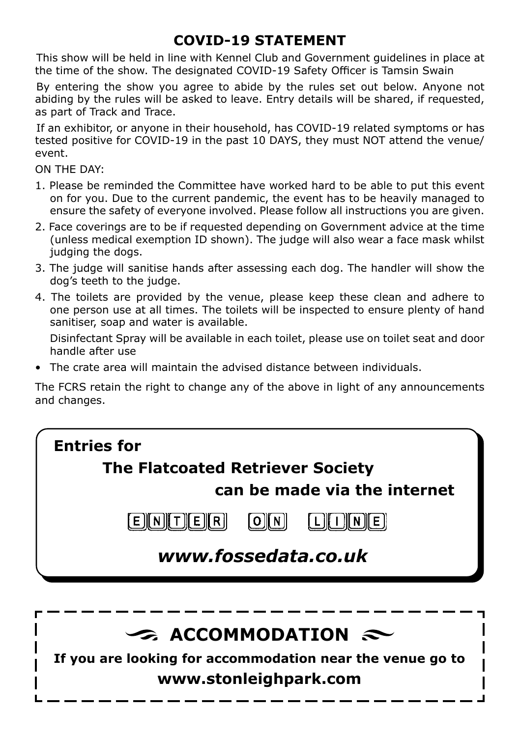## COVID-19 STATEMENT

This show will be held in line with Kennel Club and Government guidelines in place at the time of the show. The designated COVID-19 Safety Officer is Tamsin Swain

By entering the show you agree to abide by the rules set out below. Anyone not abiding by the rules will be asked to leave. Entry details will be shared, if requested, as part of Track and Trace.

If an exhibitor, or anyone in their household, has COVID-19 related symptoms or has tested positive for COVID-19 in the past 10 DAYS, they must NOT attend the venue/ event.

ON THE DAY:

1. Please be reminded the Committee have worked hard to be able to put this event on for you. Due to the current pandemic, the event has to be heavily managed to ensure the safety of everyone involved. Please follow all instructions you are given.
2. Face coverings are to be if requested depending on Government advice at the time (unless medical exemption ID shown). The judge will also wear a face mask whilst judging the dogs.
3. The judge will sanitise hands after assessing each dog. The handler will show the dog's teeth to the judge.
4. The toilets are provided by the venue, please keep these clean and adhere to one person use at all times. The toilets will be inspected to ensure plenty of hand sanitiser, soap and water is available.

   Disinfectant Spray will be available in each toilet, please use on toilet seat and door handle after use

- The crate area will maintain the advised distance between individuals.

The FCRS retain the right to change any of the above in light of any announcements and changes.

**Entries for**

**The Flatcoated Retriever Society**

**can be made via the internet**

ENTER ON LINE

***www.fossedata.co.uk***

## ACCOMMODATION

**If you are looking for accommodation near the venue go to**

**www.stonleighpark.com**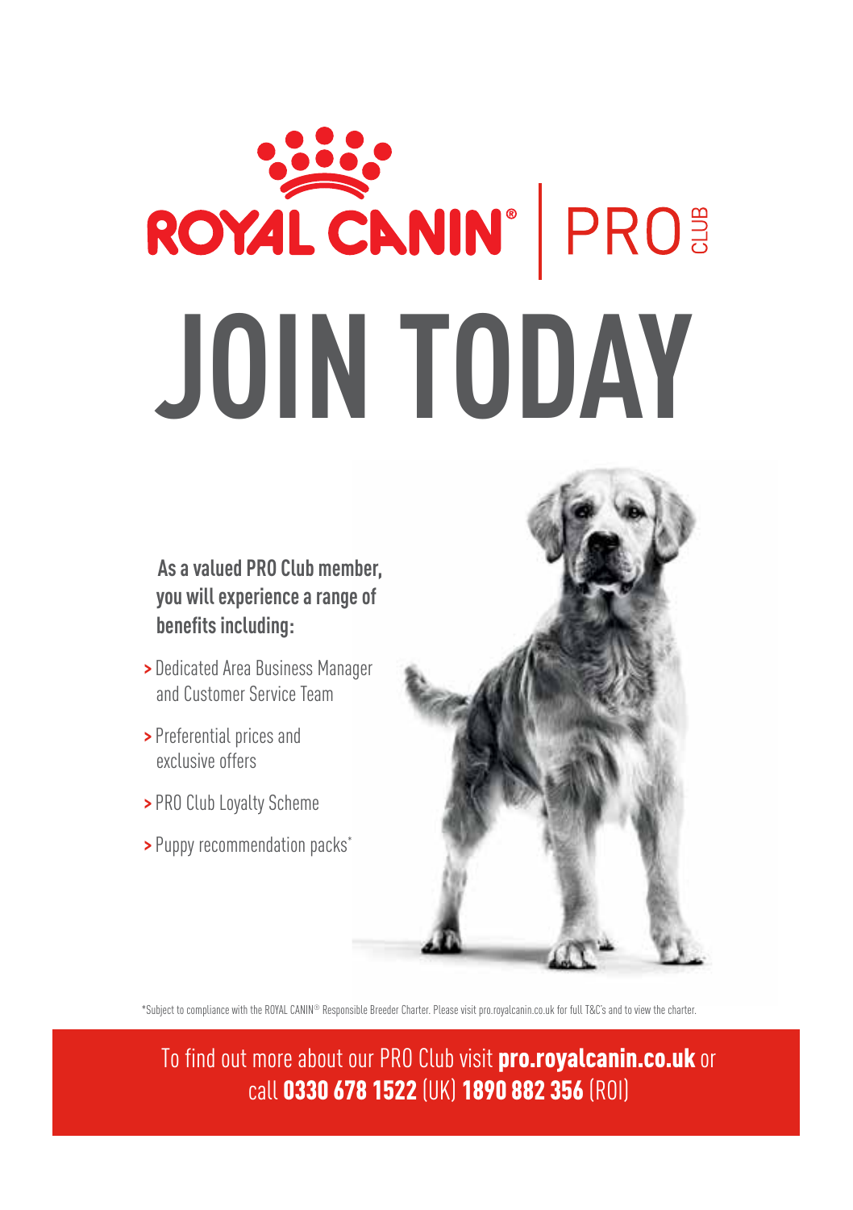ROYAL CANIN® | PRO CLUB

# JOIN TODAY

**As a valued PRO Club member, you will experience a range of benefits including:**

- Dedicated Area Business Manager and Customer Service Team
- Preferential prices and exclusive offers
- PRO Club Loyalty Scheme
- Puppy recommendation packs*

*Subject to compliance with the ROYAL CANIN® Responsible Breeder Charter. Please visit pro.royalcanin.co.uk for full T&C's and to view the charter.

To find out more about our PRO Club visit **pro.royalcanin.co.uk** or call **0330 678 1522** (UK) **1890 882 356** (ROI)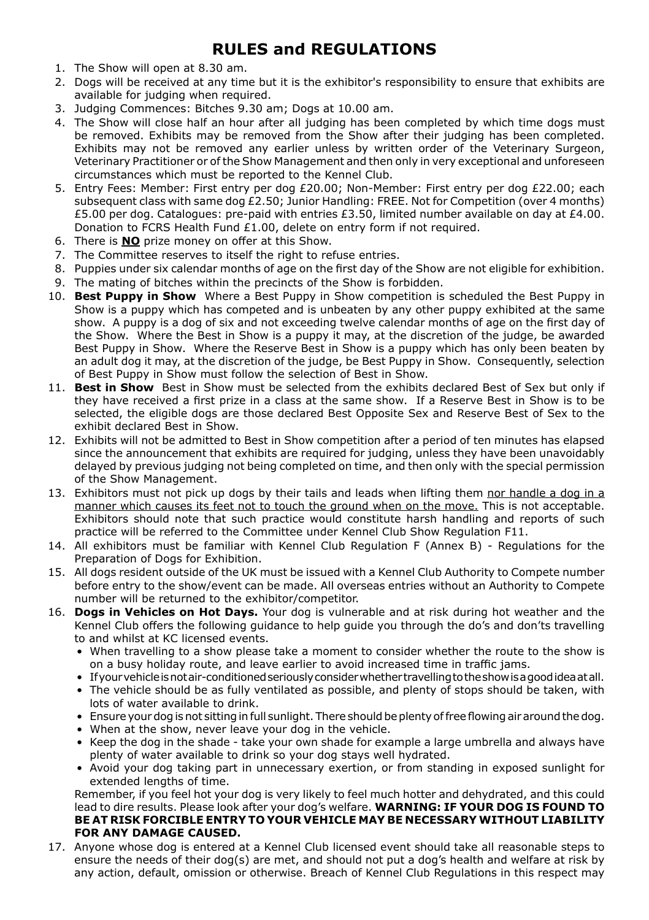# RULES and REGULATIONS

1. The Show will open at 8.30 am.
2. Dogs will be received at any time but it is the exhibitor's responsibility to ensure that exhibits are available for judging when required.
3. Judging Commences: Bitches 9.30 am; Dogs at 10.00 am.
4. The Show will close half an hour after all judging has been completed by which time dogs must be removed. Exhibits may be removed from the Show after their judging has been completed. Exhibits may not be removed any earlier unless by written order of the Veterinary Surgeon, Veterinary Practitioner or of the Show Management and then only in very exceptional and unforeseen circumstances which must be reported to the Kennel Club.
5. Entry Fees: Member: First entry per dog £20.00; Non-Member: First entry per dog £22.00; each subsequent class with same dog £2.50; Junior Handling: FREE. Not for Competition (over 4 months) £5.00 per dog. Catalogues: pre-paid with entries £3.50, limited number available on day at £4.00. Donation to FCRS Health Fund £1.00, delete on entry form if not required.
6. There is <u>**NO**</u> prize money on offer at this Show.
7. The Committee reserves to itself the right to refuse entries.
8. Puppies under six calendar months of age on the first day of the Show are not eligible for exhibition.
9. The mating of bitches within the precincts of the Show is forbidden.
10. **Best Puppy in Show** Where a Best Puppy in Show competition is scheduled the Best Puppy in Show is a puppy which has competed and is unbeaten by any other puppy exhibited at the same show. A puppy is a dog of six and not exceeding twelve calendar months of age on the first day of the Show. Where the Best in Show is a puppy it may, at the discretion of the judge, be awarded Best Puppy in Show. Where the Reserve Best in Show is a puppy which has only been beaten by an adult dog it may, at the discretion of the judge, be Best Puppy in Show. Consequently, selection of Best Puppy in Show must follow the selection of Best in Show.
11. **Best in Show** Best in Show must be selected from the exhibits declared Best of Sex but only if they have received a first prize in a class at the same show. If a Reserve Best in Show is to be selected, the eligible dogs are those declared Best Opposite Sex and Reserve Best of Sex to the exhibit declared Best in Show.
12. Exhibits will not be admitted to Best in Show competition after a period of ten minutes has elapsed since the announcement that exhibits are required for judging, unless they have been unavoidably delayed by previous judging not being completed on time, and then only with the special permission of the Show Management.
13. Exhibitors must not pick up dogs by their tails and leads when lifting them <u>nor handle a dog in a manner which causes its feet not to touch the ground when on the move.</u> This is not acceptable. Exhibitors should note that such practice would constitute harsh handling and reports of such practice will be referred to the Committee under Kennel Club Show Regulation F11.
14. All exhibitors must be familiar with Kennel Club Regulation F (Annex B) - Regulations for the Preparation of Dogs for Exhibition.
15. All dogs resident outside of the UK must be issued with a Kennel Club Authority to Compete number before entry to the show/event can be made. All overseas entries without an Authority to Compete number will be returned to the exhibitor/competitor.
16. **Dogs in Vehicles on Hot Days.** Your dog is vulnerable and at risk during hot weather and the Kennel Club offers the following guidance to help guide you through the do's and don'ts travelling to and whilst at KC licensed events.
    - When travelling to a show please take a moment to consider whether the route to the show is on a busy holiday route, and leave earlier to avoid increased time in traffic jams.
    - If your vehicle is not air-conditioned seriously consider whether travelling to the show is a good idea at all.
    - The vehicle should be as fully ventilated as possible, and plenty of stops should be taken, with lots of water available to drink.
    - Ensure your dog is not sitting in full sunlight. There should be plenty of free flowing air around the dog.
    - When at the show, never leave your dog in the vehicle.
    - Keep the dog in the shade - take your own shade for example a large umbrella and always have plenty of water available to drink so your dog stays well hydrated.
    - Avoid your dog taking part in unnecessary exertion, or from standing in exposed sunlight for extended lengths of time.

    Remember, if you feel hot your dog is very likely to feel much hotter and dehydrated, and this could lead to dire results. Please look after your dog's welfare. **WARNING: IF YOUR DOG IS FOUND TO BE AT RISK FORCIBLE ENTRY TO YOUR VEHICLE MAY BE NECESSARY WITHOUT LIABILITY FOR ANY DAMAGE CAUSED.**
17. Anyone whose dog is entered at a Kennel Club licensed event should take all reasonable steps to ensure the needs of their dog(s) are met, and should not put a dog's health and welfare at risk by any action, default, omission or otherwise. Breach of Kennel Club Regulations in this respect may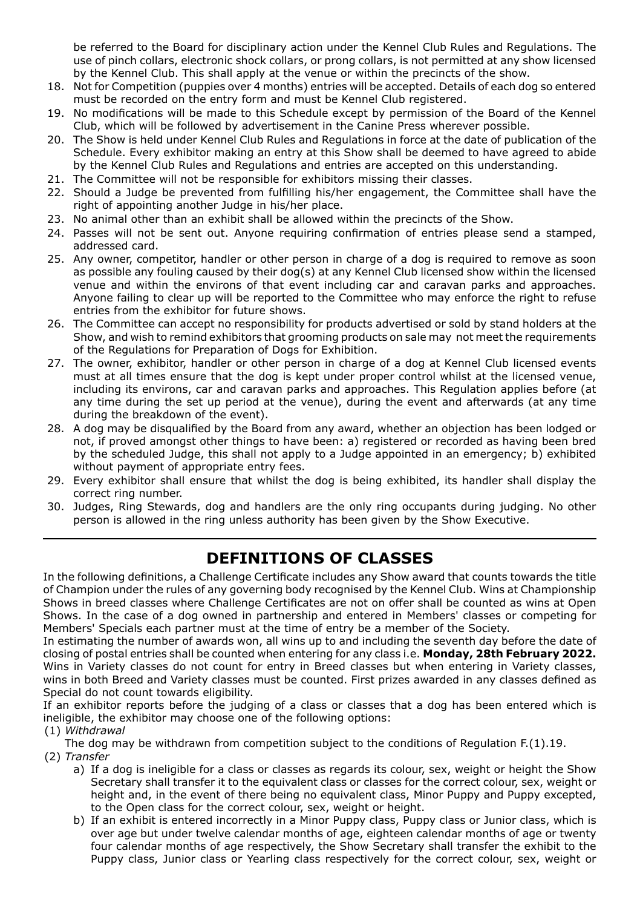be referred to the Board for disciplinary action under the Kennel Club Rules and Regulations. The use of pinch collars, electronic shock collars, or prong collars, is not permitted at any show licensed by the Kennel Club. This shall apply at the venue or within the precincts of the show.

18. Not for Competition (puppies over 4 months) entries will be accepted. Details of each dog so entered must be recorded on the entry form and must be Kennel Club registered.
19. No modifications will be made to this Schedule except by permission of the Board of the Kennel Club, which will be followed by advertisement in the Canine Press wherever possible.
20. The Show is held under Kennel Club Rules and Regulations in force at the date of publication of the Schedule. Every exhibitor making an entry at this Show shall be deemed to have agreed to abide by the Kennel Club Rules and Regulations and entries are accepted on this understanding.
21. The Committee will not be responsible for exhibitors missing their classes.
22. Should a Judge be prevented from fulfilling his/her engagement, the Committee shall have the right of appointing another Judge in his/her place.
23. No animal other than an exhibit shall be allowed within the precincts of the Show.
24. Passes will not be sent out. Anyone requiring confirmation of entries please send a stamped, addressed card.
25. Any owner, competitor, handler or other person in charge of a dog is required to remove as soon as possible any fouling caused by their dog(s) at any Kennel Club licensed show within the licensed venue and within the environs of that event including car and caravan parks and approaches. Anyone failing to clear up will be reported to the Committee who may enforce the right to refuse entries from the exhibitor for future shows.
26. The Committee can accept no responsibility for products advertised or sold by stand holders at the Show, and wish to remind exhibitors that grooming products on sale may not meet the requirements of the Regulations for Preparation of Dogs for Exhibition.
27. The owner, exhibitor, handler or other person in charge of a dog at Kennel Club licensed events must at all times ensure that the dog is kept under proper control whilst at the licensed venue, including its environs, car and caravan parks and approaches. This Regulation applies before (at any time during the set up period at the venue), during the event and afterwards (at any time during the breakdown of the event).
28. A dog may be disqualified by the Board from any award, whether an objection has been lodged or not, if proved amongst other things to have been: a) registered or recorded as having been bred by the scheduled Judge, this shall not apply to a Judge appointed in an emergency; b) exhibited without payment of appropriate entry fees.
29. Every exhibitor shall ensure that whilst the dog is being exhibited, its handler shall display the correct ring number.
30. Judges, Ring Stewards, dog and handlers are the only ring occupants during judging. No other person is allowed in the ring unless authority has been given by the Show Executive.

## DEFINITIONS OF CLASSES

In the following definitions, a Challenge Certificate includes any Show award that counts towards the title of Champion under the rules of any governing body recognised by the Kennel Club. Wins at Championship Shows in breed classes where Challenge Certificates are not on offer shall be counted as wins at Open Shows. In the case of a dog owned in partnership and entered in Members' classes or competing for Members' Specials each partner must at the time of entry be a member of the Society.

In estimating the number of awards won, all wins up to and including the seventh day before the date of closing of postal entries shall be counted when entering for any class i.e. **Monday, 28th February 2022.** Wins in Variety classes do not count for entry in Breed classes but when entering in Variety classes, wins in both Breed and Variety classes must be counted. First prizes awarded in any classes defined as Special do not count towards eligibility.

If an exhibitor reports before the judging of a class or classes that a dog has been entered which is ineligible, the exhibitor may choose one of the following options:

(1) *Withdrawal*

The dog may be withdrawn from competition subject to the conditions of Regulation F.(1).19.

(2) *Transfer*

a) If a dog is ineligible for a class or classes as regards its colour, sex, weight or height the Show Secretary shall transfer it to the equivalent class or classes for the correct colour, sex, weight or height and, in the event of there being no equivalent class, Minor Puppy and Puppy excepted, to the Open class for the correct colour, sex, weight or height.

b) If an exhibit is entered incorrectly in a Minor Puppy class, Puppy class or Junior class, which is over age but under twelve calendar months of age, eighteen calendar months of age or twenty four calendar months of age respectively, the Show Secretary shall transfer the exhibit to the Puppy class, Junior class or Yearling class respectively for the correct colour, sex, weight or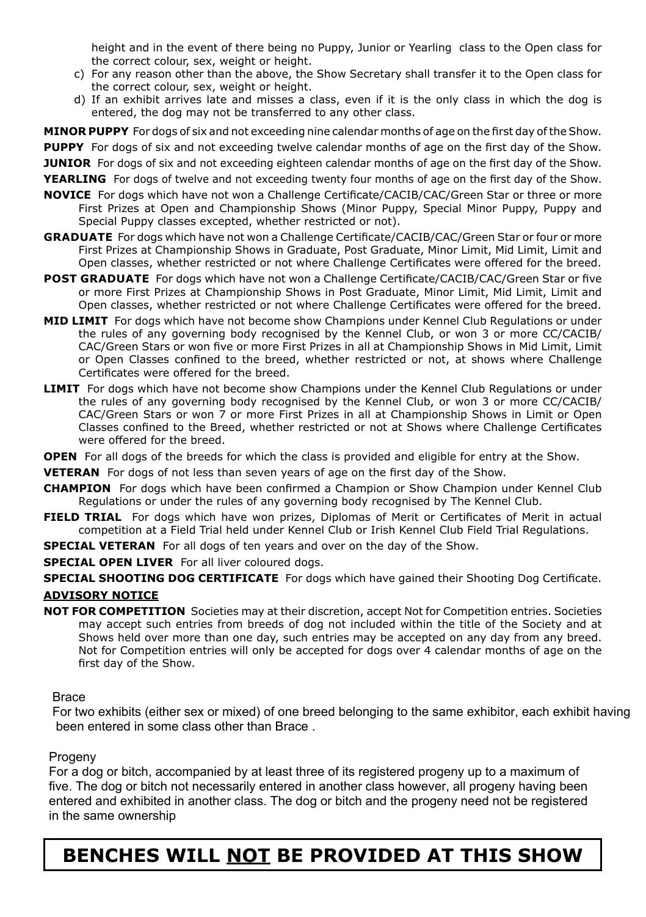height and in the event of there being no Puppy, Junior or Yearling class to the Open class for the correct colour, sex, weight or height.

c) For any reason other than the above, the Show Secretary shall transfer it to the Open class for the correct colour, sex, weight or height.

d) If an exhibit arrives late and misses a class, even if it is the only class in which the dog is entered, the dog may not be transferred to any other class.

**MINOR PUPPY** For dogs of six and not exceeding nine calendar months of age on the first day of the Show.

**PUPPY** For dogs of six and not exceeding twelve calendar months of age on the first day of the Show.

**JUNIOR** For dogs of six and not exceeding eighteen calendar months of age on the first day of the Show.

**YEARLING** For dogs of twelve and not exceeding twenty four months of age on the first day of the Show.

**NOVICE** For dogs which have not won a Challenge Certificate/CACIB/CAC/Green Star or three or more First Prizes at Open and Championship Shows (Minor Puppy, Special Minor Puppy, Puppy and Special Puppy classes excepted, whether restricted or not).

**GRADUATE** For dogs which have not won a Challenge Certificate/CACIB/CAC/Green Star or four or more First Prizes at Championship Shows in Graduate, Post Graduate, Minor Limit, Mid Limit, Limit and Open classes, whether restricted or not where Challenge Certificates were offered for the breed.

**POST GRADUATE** For dogs which have not won a Challenge Certificate/CACIB/CAC/Green Star or five or more First Prizes at Championship Shows in Post Graduate, Minor Limit, Mid Limit, Limit and Open classes, whether restricted or not where Challenge Certificates were offered for the breed.

**MID LIMIT** For dogs which have not become show Champions under Kennel Club Regulations or under the rules of any governing body recognised by the Kennel Club, or won 3 or more CC/CACIB/CAC/Green Stars or won five or more First Prizes in all at Championship Shows in Mid Limit, Limit or Open Classes confined to the breed, whether restricted or not, at shows where Challenge Certificates were offered for the breed.

**LIMIT** For dogs which have not become show Champions under the Kennel Club Regulations or under the rules of any governing body recognised by the Kennel Club, or won 3 or more CC/CACIB/CAC/Green Stars or won 7 or more First Prizes in all at Championship Shows in Limit or Open Classes confined to the Breed, whether restricted or not at Shows where Challenge Certificates were offered for the breed.

**OPEN** For all dogs of the breeds for which the class is provided and eligible for entry at the Show.

**VETERAN** For dogs of not less than seven years of age on the first day of the Show.

**CHAMPION** For dogs which have been confirmed a Champion or Show Champion under Kennel Club Regulations or under the rules of any governing body recognised by The Kennel Club.

**FIELD TRIAL** For dogs which have won prizes, Diplomas of Merit or Certificates of Merit in actual competition at a Field Trial held under Kennel Club or Irish Kennel Club Field Trial Regulations.

**SPECIAL VETERAN** For all dogs of ten years and over on the day of the Show.

**SPECIAL OPEN LIVER** For all liver coloured dogs.

**SPECIAL SHOOTING DOG CERTIFICATE** For dogs which have gained their Shooting Dog Certificate.

**ADVISORY NOTICE**

**NOT FOR COMPETITION** Societies may at their discretion, accept Not for Competition entries. Societies may accept such entries from breeds of dog not included within the title of the Society and at Shows held over more than one day, such entries may be accepted on any day from any breed. Not for Competition entries will only be accepted for dogs over 4 calendar months of age on the first day of the Show.

Brace

For two exhibits (either sex or mixed) of one breed belonging to the same exhibitor, each exhibit having been entered in some class other than Brace .

Progeny

For a dog or bitch, accompanied by at least three of its registered progeny up to a maximum of five. The dog or bitch not necessarily entered in another class however, all progeny having been entered and exhibited in another class. The dog or bitch and the progeny need not be registered in the same ownership

# BENCHES WILL NOT BE PROVIDED AT THIS SHOW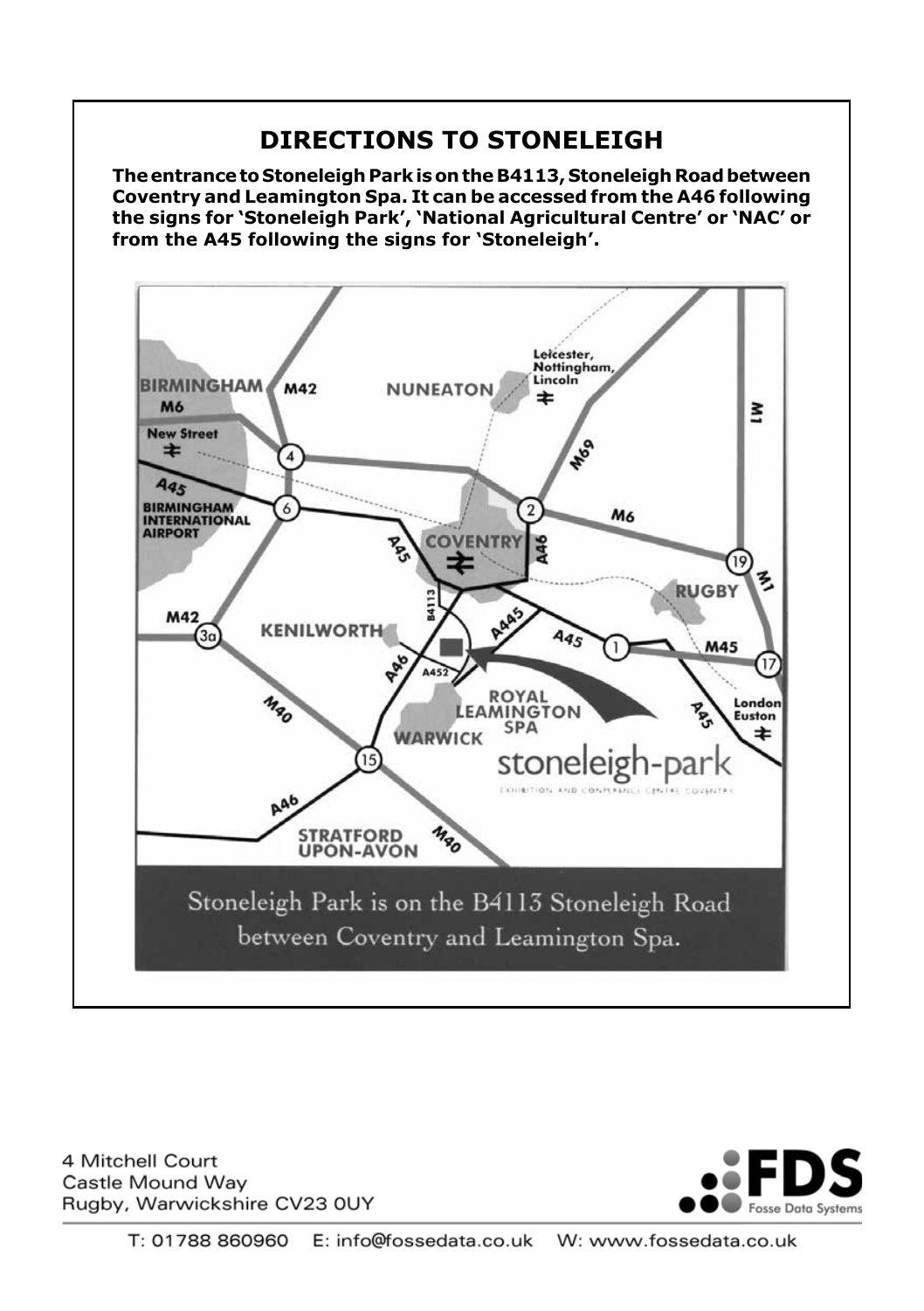# DIRECTIONS TO STONELEIGH

**The entrance to Stoneleigh Park is on the B4113, Stoneleigh Road between Coventry and Leamington Spa. It can be accessed from the A46 following the signs for 'Stoneleigh Park', 'National Agricultural Centre' or 'NAC' or from the A45 following the signs for 'Stoneleigh'.**

BIRMINGHAM
M6
New Street
M42
NUNEATON
Leicester, Nottingham, Lincoln
M1
4
M69
A45
BIRMINGHAM INTERNATIONAL AIRPORT
6
2
M6
A45
COVENTRY
A46
19
M1
RUGBY
M42
3a
KENILWORTH
B4113
A445
A45
1
M45
17
A46
A452
ROYAL LEAMINGTON SPA
A45
London Euston
M40
WARWICK
15
stoneleigh-park
EXHIBITION AND CONFERENCE CENTRE COVENTRY
A46
STRATFORD UPON-AVON
M40

Stoneleigh Park is on the B4113 Stoneleigh Road between Coventry and Leamington Spa.

4 Mitchell Court
Castle Mound Way
Rugby, Warwickshire CV23 0UY

FDS Fosse Data Systems

T: 01788 860960 E: info@fossedata.co.uk W: www.fossedata.co.uk